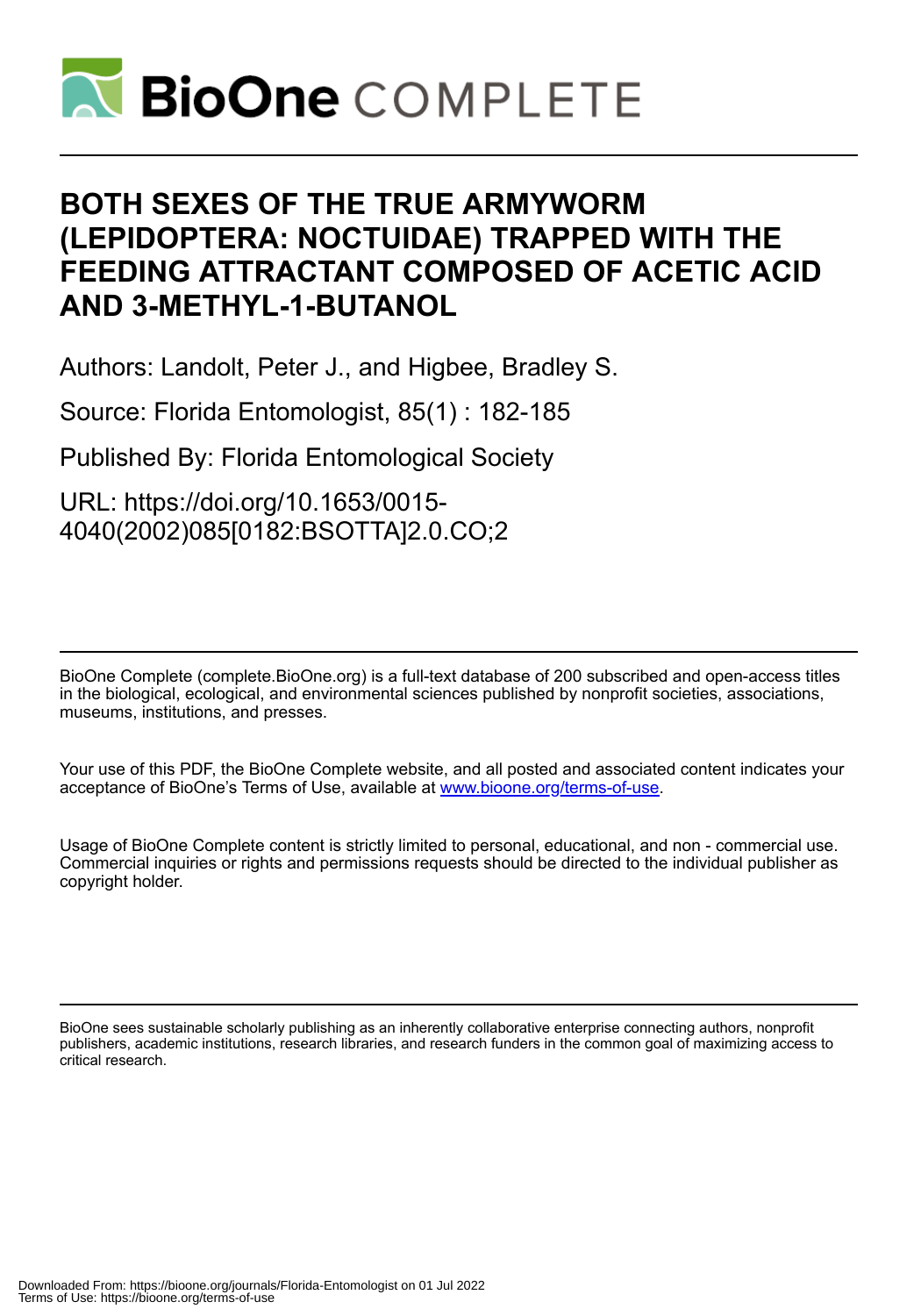# BOTH SEXES OF THE TRUE ARMYWORM (LEPIDOPTERA: NOCTUIDAE) TRAPPED WITH THE FEEDING ATTRACTANT COMPOSED OF ACETIC ACID AND 3-METHYL-1-BUTANOL

Authors: Landolt, Peter J., and Higbee, Bradley S.

Source: Florida Entomologist, 85(1) : 182-185

Published By: Florida Entomological Society

URL: https://doi.org/10.1653/0015-4040(2002)085[0182:BSOTTA]2.0.CO;2

BioOne Complete (complete.BioOne.org) is a full-text database of 200 subscribed and open-access titles in the biological, ecological, and environmental sciences published by nonprofit societies, associations, museums, institutions, and presses.

Your use of this PDF, the BioOne Complete website, and all posted and associated content indicates your acceptance of BioOne's Terms of Use, available at www.bioone.org/terms-of-use.

Usage of BioOne Complete content is strictly limited to personal, educational, and non - commercial use. Commercial inquiries or rights and permissions requests should be directed to the individual publisher as copyright holder.

BioOne sees sustainable scholarly publishing as an inherently collaborative enterprise connecting authors, nonprofit publishers, academic institutions, research libraries, and research funders in the common goal of maximizing access to critical research.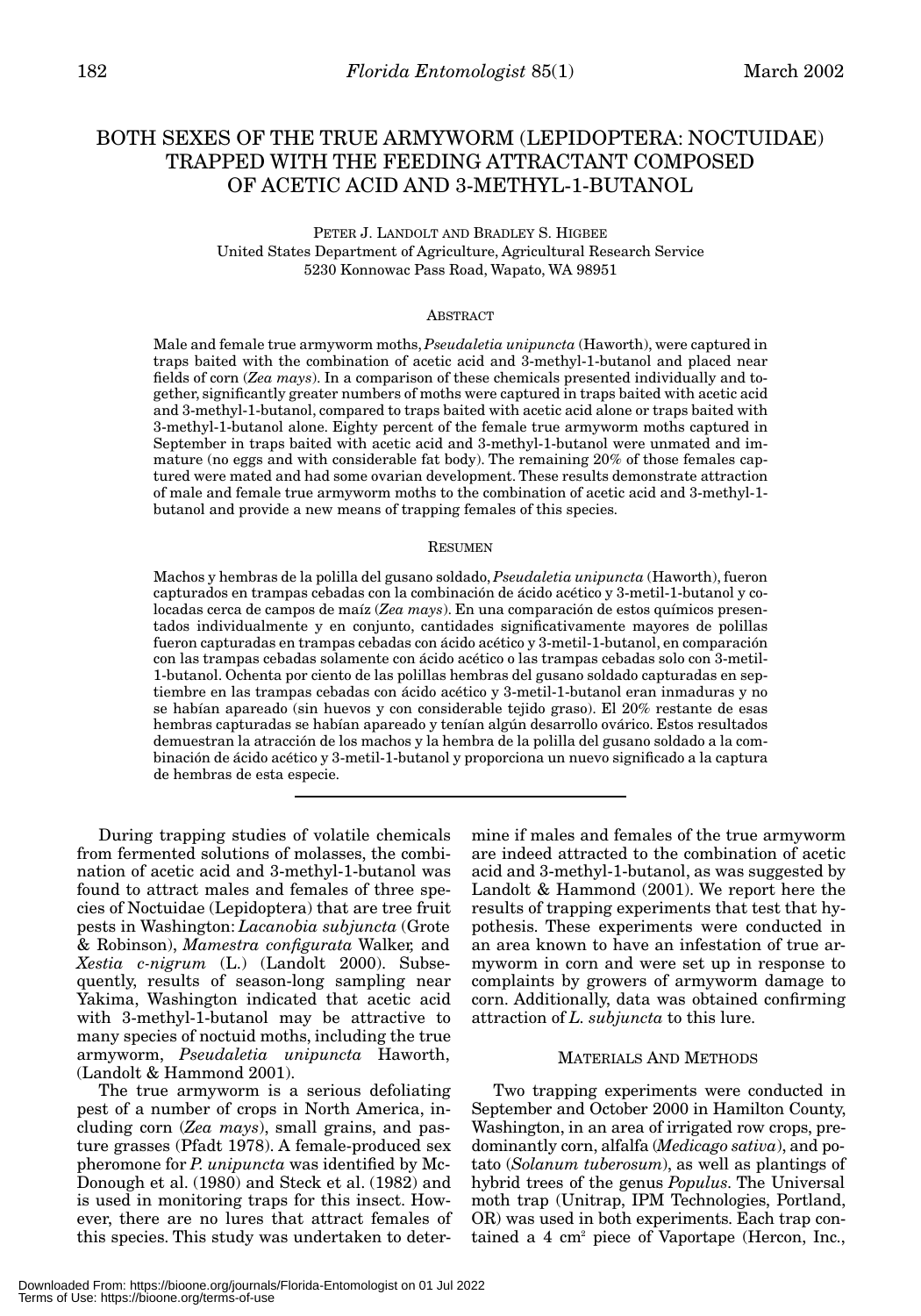# BOTH SEXES OF THE TRUE ARMYWORM (LEPIDOPTERA: NOCTUIDAE) TRAPPED WITH THE FEEDING ATTRACTANT COMPOSED OF ACETIC ACID AND 3-METHYL-1-BUTANOL

PETER J. LANDOLT AND BRADLEY S. HIGBEE
United States Department of Agriculture, Agricultural Research Service
5230 Konnowac Pass Road, Wapato, WA 98951

## ABSTRACT

Male and female true armyworm moths, *Pseudaletia unipuncta* (Haworth), were captured in traps baited with the combination of acetic acid and 3-methyl-1-butanol and placed near fields of corn (*Zea mays*). In a comparison of these chemicals presented individually and together, significantly greater numbers of moths were captured in traps baited with acetic acid and 3-methyl-1-butanol, compared to traps baited with acetic acid alone or traps baited with 3-methyl-1-butanol alone. Eighty percent of the female true armyworm moths captured in September in traps baited with acetic acid and 3-methyl-1-butanol were unmated and immature (no eggs and with considerable fat body). The remaining 20% of those females captured were mated and had some ovarian development. These results demonstrate attraction of male and female true armyworm moths to the combination of acetic acid and 3-methyl-1-butanol and provide a new means of trapping females of this species.

## RESUMEN

Machos y hembras de la polilla del gusano soldado, *Pseudaletia unipuncta* (Haworth), fueron capturados en trampas cebadas con la combinación de ácido acético y 3-metil-1-butanol y colocadas cerca de campos de maíz (*Zea mays*). En una comparación de estos químicos presentados individualmente y en conjunto, cantidades significativamente mayores de polillas fueron capturadas en trampas cebadas con ácido acético y 3-metil-1-butanol, en comparación con las trampas cebadas solamente con ácido acético o las trampas cebadas solo con 3-metil-1-butanol. Ochenta por ciento de las polillas hembras del gusano soldado capturadas en septiembre en las trampas cebadas con ácido acético y 3-metil-1-butanol eran inmaduras y no se habían apareado (sin huevos y con considerable tejido graso). El 20% restante de esas hembras capturadas se habían apareado y tenían algún desarrollo ovárico. Estos resultados demuestran la atracción de los machos y la hembra de la polilla del gusano soldado a la combinación de ácido acético y 3-metil-1-butanol y proporciona un nuevo significado a la captura de hembras de esta especie.

---

During trapping studies of volatile chemicals from fermented solutions of molasses, the combination of acetic acid and 3-methyl-1-butanol was found to attract males and females of three species of Noctuidae (Lepidoptera) that are tree fruit pests in Washington: *Lacanobia subjuncta* (Grote & Robinson), *Mamestra configurata* Walker, and *Xestia c-nigrum* (L.) (Landolt 2000). Subsequently, results of season-long sampling near Yakima, Washington indicated that acetic acid with 3-methyl-1-butanol may be attractive to many species of noctuid moths, including the true armyworm, *Pseudaletia unipuncta* Haworth, (Landolt & Hammond 2001).

The true armyworm is a serious defoliating pest of a number of crops in North America, including corn (*Zea mays*), small grains, and pasture grasses (Pfadt 1978). A female-produced sex pheromone for *P. unipuncta* was identified by McDonough et al. (1980) and Steck et al. (1982) and is used in monitoring traps for this insect. However, there are no lures that attract females of this species. This study was undertaken to determine if males and females of the true armyworm are indeed attracted to the combination of acetic acid and 3-methyl-1-butanol, as was suggested by Landolt & Hammond (2001). We report here the results of trapping experiments that test that hypothesis. These experiments were conducted in an area known to have an infestation of true armyworm in corn and were set up in response to complaints by growers of armyworm damage to corn. Additionally, data was obtained confirming attraction of *L. subjuncta* to this lure.

## MATERIALS AND METHODS

Two trapping experiments were conducted in September and October 2000 in Hamilton County, Washington, in an area of irrigated row crops, predominantly corn, alfalfa (*Medicago sativa*), and potato (*Solanum tuberosum*), as well as plantings of hybrid trees of the genus *Populus*. The Universal moth trap (Unitrap, IPM Technologies, Portland, OR) was used in both experiments. Each trap contained a 4 cm$^2$ piece of Vaportape (Hercon, Inc.,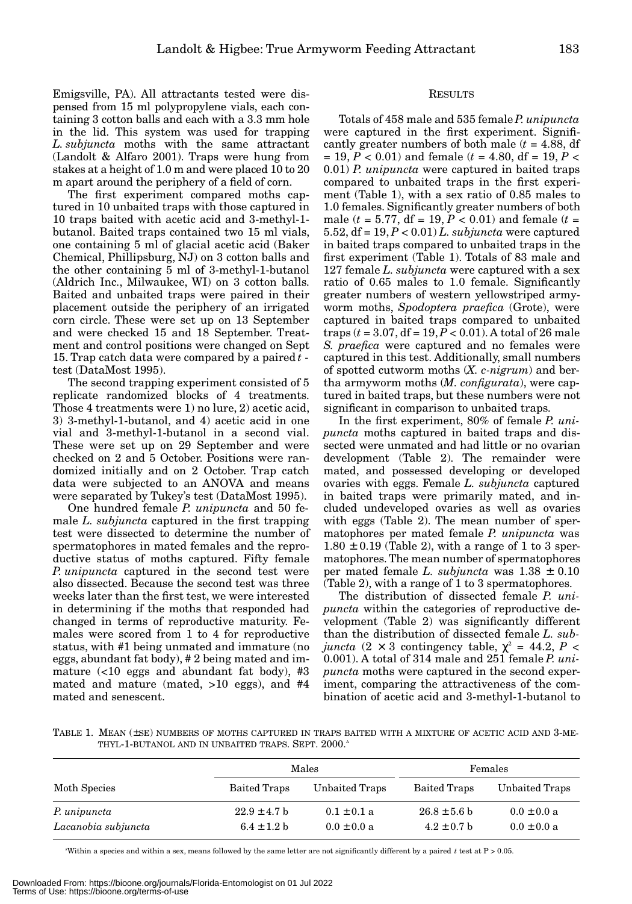Emigsville, PA). All attractants tested were dispensed from 15 ml polypropylene vials, each containing 3 cotton balls and each with a 3.3 mm hole in the lid. This system was used for trapping *L. subjuncta* moths with the same attractant (Landolt & Alfaro 2001). Traps were hung from stakes at a height of 1.0 m and were placed 10 to 20 m apart around the periphery of a field of corn.

The first experiment compared moths captured in 10 unbaited traps with those captured in 10 traps baited with acetic acid and 3-methyl-1-butanol. Baited traps contained two 15 ml vials, one containing 5 ml of glacial acetic acid (Baker Chemical, Phillipsburg, NJ) on 3 cotton balls and the other containing 5 ml of 3-methyl-1-butanol (Aldrich Inc., Milwaukee, WI) on 3 cotton balls. Baited and unbaited traps were paired in their placement outside the periphery of an irrigated corn circle. These were set up on 13 September and were checked 15 and 18 September. Treatment and control positions were changed on Sept 15. Trap catch data were compared by a paired *t*-test (DataMost 1995).

The second trapping experiment consisted of 5 replicate randomized blocks of 4 treatments. Those 4 treatments were 1) no lure, 2) acetic acid, 3) 3-methyl-1-butanol, and 4) acetic acid in one vial and 3-methyl-1-butanol in a second vial. These were set up on 29 September and were checked on 2 and 5 October. Positions were randomized initially and on 2 October. Trap catch data were subjected to an ANOVA and means were separated by Tukey's test (DataMost 1995).

One hundred female *P. unipuncta* and 50 female *L. subjuncta* captured in the first trapping test were dissected to determine the number of spermatophores in mated females and the reproductive status of moths captured. Fifty female *P. unipuncta* captured in the second test were also dissected. Because the second test was three weeks later than the first test, we were interested in determining if the moths that responded had changed in terms of reproductive maturity. Females were scored from 1 to 4 for reproductive status, with #1 being unmated and immature (no eggs, abundant fat body), # 2 being mated and immature (<10 eggs and abundant fat body), #3 mated and mature (mated, >10 eggs), and #4 mated and senescent.

## RESULTS

Totals of 458 male and 535 female *P. unipuncta* were captured in the first experiment. Significantly greater numbers of both male ($t = 4.88$, df = 19, $P < 0.01$) and female ($t = 4.80$, df = 19, $P < 0.01$) *P. unipuncta* were captured in baited traps compared to unbaited traps in the first experiment (Table 1), with a sex ratio of 0.85 males to 1.0 females. Significantly greater numbers of both male ($t = 5.77$, df = 19, $P < 0.01$) and female ($t = 5.52$, df = 19, $P < 0.01$) *L. subjuncta* were captured in baited traps compared to unbaited traps in the first experiment (Table 1). Totals of 83 male and 127 female *L. subjuncta* were captured with a sex ratio of 0.65 males to 1.0 female. Significantly greater numbers of western yellowstriped armyworm moths, *Spodoptera praefica* (Grote), were captured in baited traps compared to unbaited traps ($t = 3.07$, df = 19, $P < 0.01$). A total of 26 male *S. praefica* were captured and no females were captured in this test. Additionally, small numbers of spotted cutworm moths (*X. c-nigrum*) and bertha armyworm moths (*M. configurata*), were captured in baited traps, but these numbers were not significant in comparison to unbaited traps.

In the first experiment, 80% of female *P. unipuncta* moths captured in baited traps and dissected were unmated and had little or no ovarian development (Table 2). The remainder were mated, and possessed developing or developed ovaries with eggs. Female *L. subjuncta* captured in baited traps were primarily mated, and included undeveloped ovaries as well as ovaries with eggs (Table 2). The mean number of spermatophores per mated female *P. unipuncta* was 1.80 ± 0.19 (Table 2), with a range of 1 to 3 spermatophores. The mean number of spermatophores per mated female *L. subjuncta* was 1.38 ± 0.10 (Table 2), with a range of 1 to 3 spermatophores.

The distribution of dissected female *P. unipuncta* within the categories of reproductive development (Table 2) was significantly different than the distribution of dissected female *L. subjuncta* (2 × 3 contingency table, $\chi^2 = 44.2$, $P < 0.001$). A total of 314 male and 251 female *P. unipuncta* moths were captured in the second experiment, comparing the attractiveness of the combination of acetic acid and 3-methyl-1-butanol to

TABLE 1. MEAN (±SE) NUMBERS OF MOTHS CAPTURED IN TRAPS BAITED WITH A MIXTURE OF ACETIC ACID AND 3-METHYL-1-BUTANOL AND IN UNBAITED TRAPS. SEPT. 2000.[a]

| | Males | | Females | |
|---|---|---|---|---|
| Moth Species | Baited Traps | Unbaited Traps | Baited Traps | Unbaited Traps |
| *P. unipuncta* | 22.9 ± 4.7 b | 0.1 ± 0.1 a | 26.8 ± 5.6 b | 0.0 ± 0.0 a |
| *Lacanobia subjuncta* | 6.4 ± 1.2 b | 0.0 ± 0.0 a | 4.2 ± 0.7 b | 0.0 ± 0.0 a |

[a]Within a species and within a sex, means followed by the same letter are not significantly different by a paired *t* test at P > 0.05.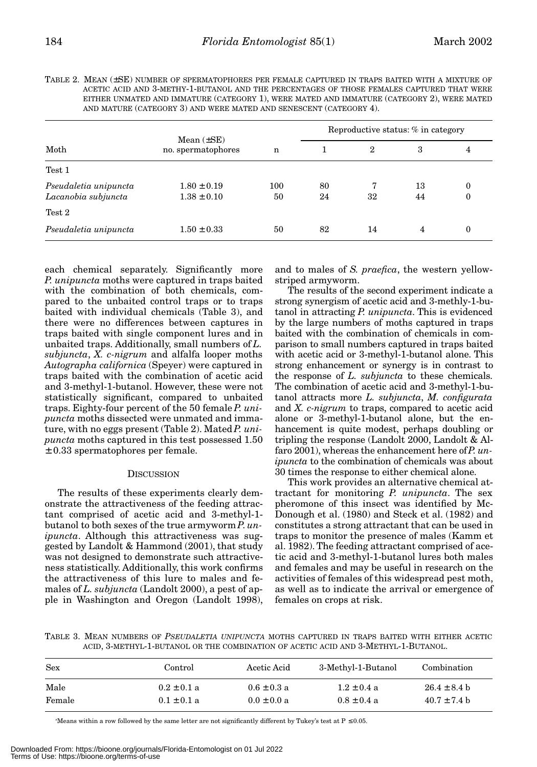TABLE 2. MEAN (±SE) NUMBER OF SPERMATOPHORES PER FEMALE CAPTURED IN TRAPS BAITED WITH A MIXTURE OF ACETIC ACID AND 3-METHY-1-BUTANOL AND THE PERCENTAGES OF THOSE FEMALES CAPTURED THAT WERE EITHER UNMATED AND IMMATURE (CATEGORY 1), WERE MATED AND IMMATURE (CATEGORY 2), WERE MATED AND MATURE (CATEGORY 3) AND WERE MATED AND SENESCENT (CATEGORY 4).

| Moth | Mean (±SE) no. spermatophores | n | Reproductive status: % in category | | | |
|---|---|---|---|---|---|---|
| | | | 1 | 2 | 3 | 4 |
| Test 1 | | | | | | |
| *Pseudaletia unipuncta* | 1.80 ± 0.19 | 100 | 80 | 7 | 13 | 0 |
| *Lacanobia subjuncta* | 1.38 ± 0.10 | 50 | 24 | 32 | 44 | 0 |
| Test 2 | | | | | | |
| *Pseudaletia unipuncta* | 1.50 ± 0.33 | 50 | 82 | 14 | 4 | 0 |

each chemical separately. Significantly more *P. unipuncta* moths were captured in traps baited with the combination of both chemicals, compared to the unbaited control traps or to traps baited with individual chemicals (Table 3), and there were no differences between captures in traps baited with single component lures and in unbaited traps. Additionally, small numbers of *L. subjuncta*, *X. c-nigrum* and alfalfa looper moths *Autographa californica* (Speyer) were captured in traps baited with the combination of acetic acid and 3-methyl-1-butanol. However, these were not statistically significant, compared to unbaited traps. Eighty-four percent of the 50 female *P. unipuncta* moths dissected were unmated and immature, with no eggs present (Table 2). Mated *P. unipuncta* moths captured in this test possessed 1.50 ± 0.33 spermatophores per female.

## DISCUSSION

The results of these experiments clearly demonstrate the attractiveness of the feeding attractant comprised of acetic acid and 3-methyl-1-butanol to both sexes of the true armyworm *P. unipuncta*. Although this attractiveness was suggested by Landolt & Hammond (2001), that study was not designed to demonstrate such attractiveness statistically. Additionally, this work confirms the attractiveness of this lure to males and females of *L. subjuncta* (Landolt 2000), a pest of apple in Washington and Oregon (Landolt 1998), and to males of *S. praefica*, the western yellow-striped armyworm.

The results of the second experiment indicate a strong synergism of acetic acid and 3-methly-1-butanol in attracting *P. unipuncta*. This is evidenced by the large numbers of moths captured in traps baited with the combination of chemicals in comparison to small numbers captured in traps baited with acetic acid or 3-methyl-1-butanol alone. This strong enhancement or synergy is in contrast to the response of *L. subjuncta* to these chemicals. The combination of acetic acid and 3-methyl-1-butanol attracts more *L. subjuncta*, *M. configurata* and *X. c-nigrum* to traps, compared to acetic acid alone or 3-methyl-1-butanol alone, but the enhancement is quite modest, perhaps doubling or tripling the response (Landolt 2000, Landolt & Alfaro 2001), whereas the enhancement here of *P. unipuncta* to the combination of chemicals was about 30 times the response to either chemical alone.

This work provides an alternative chemical attractant for monitoring *P. unipuncta*. The sex pheromone of this insect was identified by McDonough et al. (1980) and Steck et al. (1982) and constitutes a strong attractant that can be used in traps to monitor the presence of males (Kamm et al. 1982). The feeding attractant comprised of acetic acid and 3-methyl-1-butanol lures both males and females and may be useful in research on the activities of females of this widespread pest moth, as well as to indicate the arrival or emergence of females on crops at risk.

TABLE 3. MEAN NUMBERS OF *PSEUDALETIA UNIPUNCTA* MOTHS CAPTURED IN TRAPS BAITED WITH EITHER ACETIC ACID, 3-METHYL-1-BUTANOL OR THE COMBINATION OF ACETIC ACID AND 3-METHYL-1-BUTANOL.

| Sex | Control | Acetic Acid | 3-Methyl-1-Butanol | Combination |
|---|---|---|---|---|
| Male | 0.2 ± 0.1 a | 0.6 ± 0.3 a | 1.2 ± 0.4 a | 26.4 ± 8.4 b |
| Female | 0.1 ± 0.1 a | 0.0 ± 0.0 a | 0.8 ± 0.4 a | 40.7 ± 7.4 b |

[a]Means within a row followed by the same letter are not significantly different by Tukey's test at $P \leq 0.05$.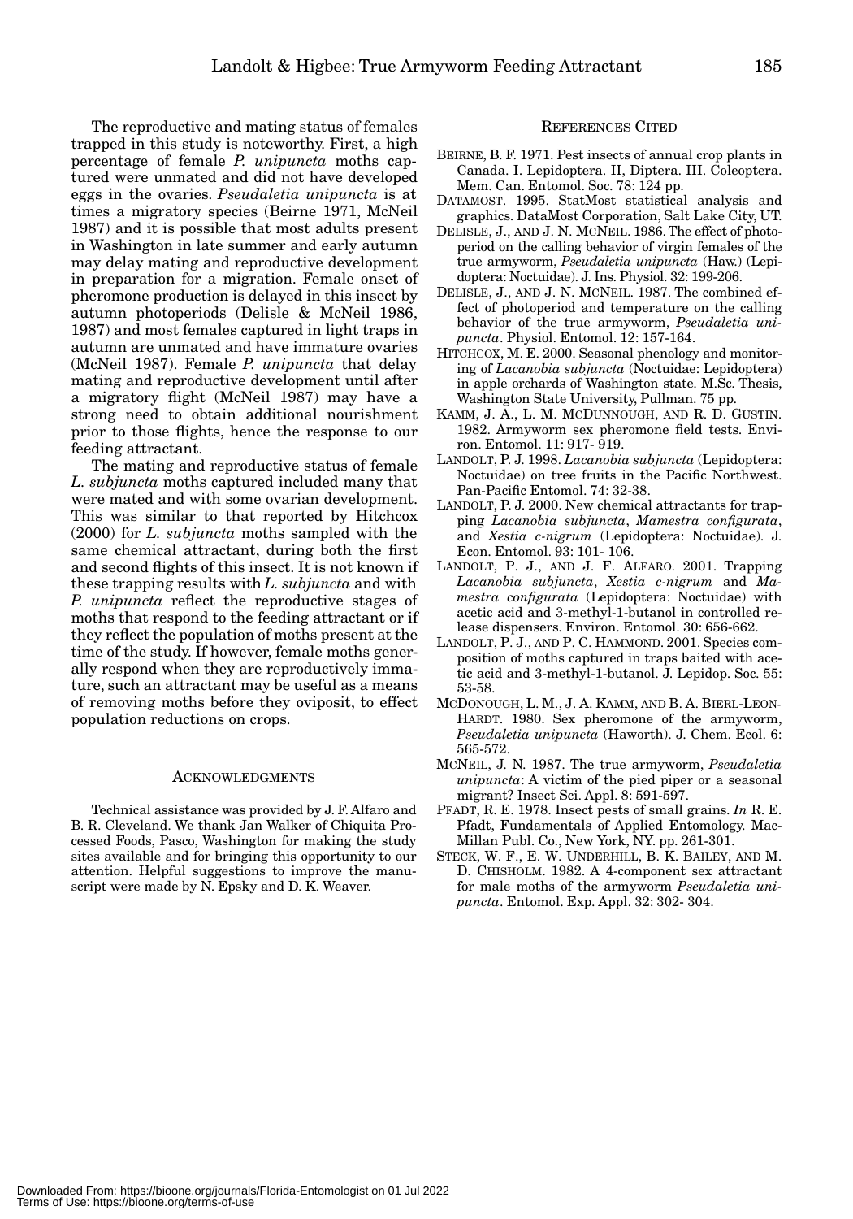The reproductive and mating status of females trapped in this study is noteworthy. First, a high percentage of female *P. unipuncta* moths captured were unmated and did not have developed eggs in the ovaries. *Pseudaletia unipuncta* is at times a migratory species (Beirne 1971, McNeil 1987) and it is possible that most adults present in Washington in late summer and early autumn may delay mating and reproductive development in preparation for a migration. Female onset of pheromone production is delayed in this insect by autumn photoperiods (Delisle & McNeil 1986, 1987) and most females captured in light traps in autumn are unmated and have immature ovaries (McNeil 1987). Female *P. unipuncta* that delay mating and reproductive development until after a migratory flight (McNeil 1987) may have a strong need to obtain additional nourishment prior to those flights, hence the response to our feeding attractant.

The mating and reproductive status of female *L. subjuncta* moths captured included many that were mated and with some ovarian development. This was similar to that reported by Hitchcox (2000) for *L. subjuncta* moths sampled with the same chemical attractant, during both the first and second flights of this insect. It is not known if these trapping results with *L. subjuncta* and with *P. unipuncta* reflect the reproductive stages of moths that respond to the feeding attractant or if they reflect the population of moths present at the time of the study. If however, female moths generally respond when they are reproductively immature, such an attractant may be useful as a means of removing moths before they oviposit, to effect population reductions on crops.

## Acknowledgments

Technical assistance was provided by J. F. Alfaro and B. R. Cleveland. We thank Jan Walker of Chiquita Processed Foods, Pasco, Washington for making the study sites available and for bringing this opportunity to our attention. Helpful suggestions to improve the manuscript were made by N. Epsky and D. K. Weaver.

## References Cited

BEIRNE, B. F. 1971. Pest insects of annual crop plants in Canada. I. Lepidoptera. II, Diptera. III. Coleoptera. Mem. Can. Entomol. Soc. 78: 124 pp.

DATAMOST. 1995. StatMost statistical analysis and graphics. DataMost Corporation, Salt Lake City, UT.

DELISLE, J., AND J. N. MCNEIL. 1986. The effect of photoperiod on the calling behavior of virgin females of the true armyworm, *Pseudaletia unipuncta* (Haw.) (Lepidoptera: Noctuidae). J. Ins. Physiol. 32: 199-206.

DELISLE, J., AND J. N. MCNEIL. 1987. The combined effect of photoperiod and temperature on the calling behavior of the true armyworm, *Pseudaletia unipuncta*. Physiol. Entomol. 12: 157-164.

HITCHCOX, M. E. 2000. Seasonal phenology and monitoring of *Lacanobia subjuncta* (Noctuidae: Lepidoptera) in apple orchards of Washington state. M.Sc. Thesis, Washington State University, Pullman. 75 pp.

KAMM, J. A., L. M. MCDUNNOUGH, AND R. D. GUSTIN. 1982. Armyworm sex pheromone field tests. Environ. Entomol. 11: 917- 919.

LANDOLT, P. J. 1998. *Lacanobia subjuncta* (Lepidoptera: Noctuidae) on tree fruits in the Pacific Northwest. Pan-Pacific Entomol. 74: 32-38.

LANDOLT, P. J. 2000. New chemical attractants for trapping *Lacanobia subjuncta*, *Mamestra configurata*, and *Xestia c-nigrum* (Lepidoptera: Noctuidae). J. Econ. Entomol. 93: 101- 106.

LANDOLT, P. J., AND J. F. ALFARO. 2001. Trapping *Lacanobia subjuncta*, *Xestia c-nigrum* and *Mamestra configurata* (Lepidoptera: Noctuidae) with acetic acid and 3-methyl-1-butanol in controlled release dispensers. Environ. Entomol. 30: 656-662.

LANDOLT, P. J., AND P. C. HAMMOND. 2001. Species composition of moths captured in traps baited with acetic acid and 3-methyl-1-butanol. J. Lepidop. Soc. 55: 53-58.

MCDONOUGH, L. M., J. A. KAMM, AND B. A. BIERL-LEONHARDT. 1980. Sex pheromone of the armyworm, *Pseudaletia unipuncta* (Haworth). J. Chem. Ecol. 6: 565-572.

MCNEIL, J. N. 1987. The true armyworm, *Pseudaletia unipuncta*: A victim of the pied piper or a seasonal migrant? Insect Sci. Appl. 8: 591-597.

PFADT, R. E. 1978. Insect pests of small grains. *In* R. E. Pfadt, Fundamentals of Applied Entomology. MacMillan Publ. Co., New York, NY. pp. 261-301.

STECK, W. F., E. W. UNDERHILL, B. K. BAILEY, AND M. D. CHISHOLM. 1982. A 4-component sex attractant for male moths of the armyworm *Pseudaletia unipuncta*. Entomol. Exp. Appl. 32: 302- 304.